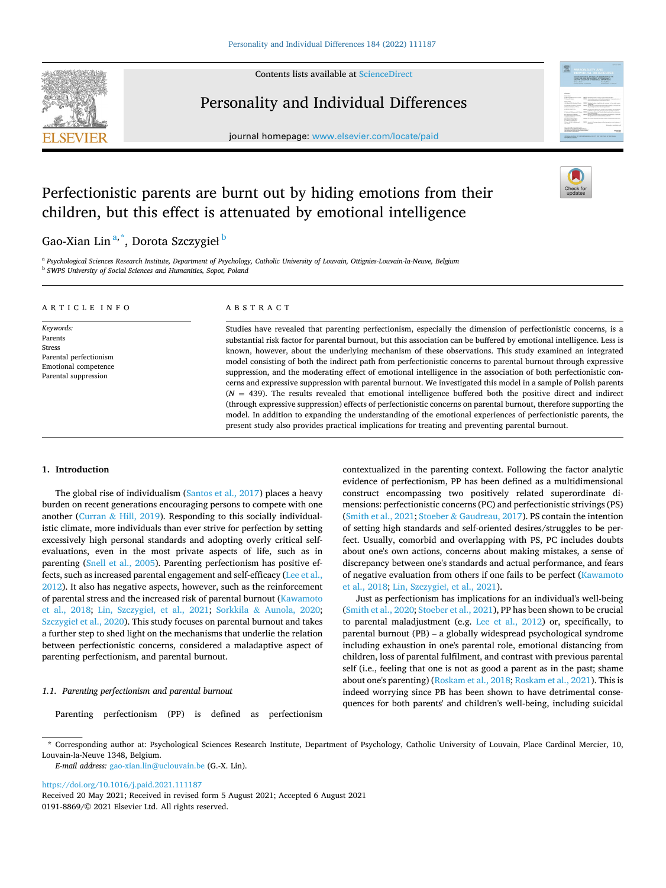# Perfectionistic parents are burnt out by hiding emotions from their children, but this effect is attenuated by emotional intelligence

Gao-Xian Lin [a,*], Dorota Szczygieł [b]

[a] Psychological Sciences Research Institute, Department of Psychology, Catholic University of Louvain, Ottignies-Louvain-la-Neuve, Belgium
[b] SWPS University of Social Sciences and Humanities, Sopot, Poland

**ARTICLE INFO**

*Keywords:*
Parents
Stress
Parental perfectionism
Emotional competence
Parental suppression

**ABSTRACT**

Studies have revealed that parenting perfectionism, especially the dimension of perfectionistic concerns, is a substantial risk factor for parental burnout, but this association can be buffered by emotional intelligence. Less is known, however, about the underlying mechanism of these observations. This study examined an integrated model consisting of both the indirect path from perfectionistic concerns to parental burnout through expressive suppression, and the moderating effect of emotional intelligence in the association of both perfectionistic concerns and expressive suppression with parental burnout. We investigated this model in a sample of Polish parents ($N$ = 439). The results revealed that emotional intelligence buffered both the positive direct and indirect (through expressive suppression) effects of perfectionistic concerns on parental burnout, therefore supporting the model. In addition to expanding the understanding of the emotional experiences of perfectionistic parents, the present study also provides practical implications for treating and preventing parental burnout.

## 1. Introduction

The global rise of individualism (Santos et al., 2017) places a heavy burden on recent generations encouraging persons to compete with one another (Curran & Hill, 2019). Responding to this socially individualistic climate, more individuals than ever strive for perfection by setting excessively high personal standards and adopting overly critical self-evaluations, even in the most private aspects of life, such as in parenting (Snell et al., 2005). Parenting perfectionism has positive effects, such as increased parental engagement and self-efficacy (Lee et al., 2012). It also has negative aspects, however, such as the reinforcement of parental stress and the increased risk of parental burnout (Kawamoto et al., 2018; Lin, Szczygieł, et al., 2021; Sorkkila & Aunola, 2020; Szczygieł et al., 2020). This study focuses on parental burnout and takes a further step to shed light on the mechanisms that underlie the relation between perfectionistic concerns, considered a maladaptive aspect of parenting perfectionism, and parental burnout.

### 1.1. Parenting perfectionism and parental burnout

Parenting perfectionism (PP) is defined as perfectionism contextualized in the parenting context. Following the factor analytic evidence of perfectionism, PP has been defined as a multidimensional construct encompassing two positively related superordinate dimensions: perfectionistic concerns (PC) and perfectionistic strivings (PS) (Smith et al., 2021; Stoeber & Gaudreau, 2017). PS contain the intention of setting high standards and self-oriented desires/struggles to be perfect. Usually, comorbid and overlapping with PS, PC includes doubts about one's own actions, concerns about making mistakes, a sense of discrepancy between one's standards and actual performance, and fears of negative evaluation from others if one fails to be perfect (Kawamoto et al., 2018; Lin, Szczygieł, et al., 2021).

Just as perfectionism has implications for an individual's well-being (Smith et al., 2020; Stoeber et al., 2021), PP has been shown to be crucial to parental maladjustment (e.g. Lee et al., 2012) or, specifically, to parental burnout (PB) – a globally widespread psychological syndrome including exhaustion in one's parental role, emotional distancing from children, loss of parental fulfilment, and contrast with previous parental self (i.e., feeling that one is not as good a parent as in the past; shame about one's parenting) (Roskam et al., 2018; Roskam et al., 2021). This is indeed worrying since PB has been shown to have detrimental consequences for both parents' and children's well-being, including suicidal

\* Corresponding author at: Psychological Sciences Research Institute, Department of Psychology, Catholic University of Louvain, Place Cardinal Mercier, 10, Louvain-la-Neuve 1348, Belgium.

*E-mail address:* gao-xian.lin@uclouvain.be (G.-X. Lin).

https://doi.org/10.1016/j.paid.2021.111187
Received 20 May 2021; Received in revised form 5 August 2021; Accepted 6 August 2021
0191-8869/© 2021 Elsevier Ltd. All rights reserved.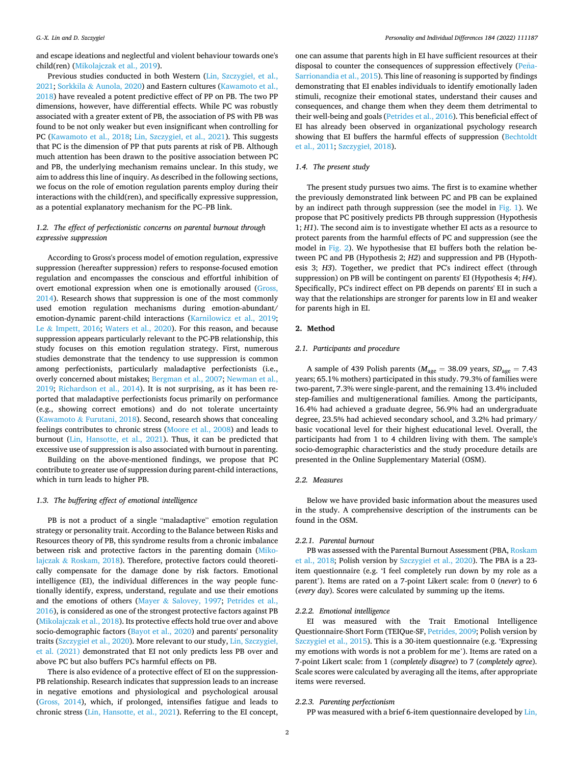and escape ideations and neglectful and violent behaviour towards one's child(ren) (Mikolajczak et al., 2019).

Previous studies conducted in both Western (Lin, Szczygieł, et al., 2021; Sorkkila & Aunola, 2020) and Eastern cultures (Kawamoto et al., 2018) have revealed a potent predictive effect of PP on PB. The two PP dimensions, however, have differential effects. While PC was robustly associated with a greater extent of PB, the association of PS with PB was found to be not only weaker but even insignificant when controlling for PC (Kawamoto et al., 2018; Lin, Szczygieł, et al., 2021). This suggests that PC is the dimension of PP that puts parents at risk of PB. Although much attention has been drawn to the positive association between PC and PB, the underlying mechanism remains unclear. In this study, we aim to address this line of inquiry. As described in the following sections, we focus on the role of emotion regulation parents employ during their interactions with the child(ren), and specifically expressive suppression, as a potential explanatory mechanism for the PC–PB link.

### 1.2. The effect of perfectionistic concerns on parental burnout through expressive suppression

According to Gross's process model of emotion regulation, expressive suppression (hereafter suppression) refers to response-focused emotion regulation and encompasses the conscious and effortful inhibition of overt emotional expression when one is emotionally aroused (Gross, 2014). Research shows that suppression is one of the most commonly used emotion regulation mechanisms during emotion-abundant/emotion-dynamic parent-child interactions (Karnilowicz et al., 2019; Le & Impett, 2016; Waters et al., 2020). For this reason, and because suppression appears particularly relevant to the PC-PB relationship, this study focuses on this emotion regulation strategy. First, numerous studies demonstrate that the tendency to use suppression is common among perfectionists, particularly maladaptive perfectionists (i.e., overly concerned about mistakes; Bergman et al., 2007; Newman et al., 2019; Richardson et al., 2014). It is not surprising, as it has been reported that maladaptive perfectionists focus primarily on performance (e.g., showing correct emotions) and do not tolerate uncertainty (Kawamoto & Furutani, 2018). Second, research shows that concealing feelings contributes to chronic stress (Moore et al., 2008) and leads to burnout (Lin, Hansotte, et al., 2021). Thus, it can be predicted that excessive use of suppression is also associated with burnout in parenting.

Building on the above-mentioned findings, we propose that PC contribute to greater use of suppression during parent-child interactions, which in turn leads to higher PB.

### 1.3. The buffering effect of emotional intelligence

PB is not a product of a single "maladaptive" emotion regulation strategy or personality trait. According to the Balance between Risks and Resources theory of PB, this syndrome results from a chronic imbalance between risk and protective factors in the parenting domain (Mikolajczak & Roskam, 2018). Therefore, protective factors could theoretically compensate for the damage done by risk factors. Emotional intelligence (EI), the individual differences in the way people functionally identify, express, understand, regulate and use their emotions and the emotions of others (Mayer & Salovey, 1997; Petrides et al., 2016), is considered as one of the strongest protective factors against PB (Mikolajczak et al., 2018). Its protective effects hold true over and above socio-demographic factors (Bayot et al., 2020) and parents' personality traits (Szczygieł et al., 2020). More relevant to our study, Lin, Szczygieł, et al. (2021) demonstrated that EI not only predicts less PB over and above PC but also buffers PC's harmful effects on PB.

There is also evidence of a protective effect of EI on the suppression-PB relationship. Research indicates that suppression leads to an increase in negative emotions and physiological and psychological arousal (Gross, 2014), which, if prolonged, intensifies fatigue and leads to chronic stress (Lin, Hansotte, et al., 2021). Referring to the EI concept, one can assume that parents high in EI have sufficient resources at their disposal to counter the consequences of suppression effectively (Peña-Sarrionandia et al., 2015). This line of reasoning is supported by findings demonstrating that EI enables individuals to identify emotionally laden stimuli, recognize their emotional states, understand their causes and consequences, and change them when they deem them detrimental to their well-being and goals (Petrides et al., 2016). This beneficial effect of EI has already been observed in organizational psychology research showing that EI buffers the harmful effects of suppression (Bechtoldt et al., 2011; Szczygieł, 2018).

### 1.4. The present study

The present study pursues two aims. The first is to examine whether the previously demonstrated link between PC and PB can be explained by an indirect path through suppression (see the model in Fig. 1). We propose that PC positively predicts PB through suppression (Hypothesis 1; *H1*). The second aim is to investigate whether EI acts as a resource to protect parents from the harmful effects of PC and suppression (see the model in Fig. 2). We hypothesise that EI buffers both the relation between PC and PB (Hypothesis 2; *H2*) and suppression and PB (Hypothesis 3; *H3*). Together, we predict that PC's indirect effect (through suppression) on PB will be contingent on parents' EI (Hypothesis 4; *H4*). Specifically, PC's indirect effect on PB depends on parents' EI in such a way that the relationships are stronger for parents low in EI and weaker for parents high in EI.

## 2. Method

### 2.1. Participants and procedure

A sample of 439 Polish parents ($M_{age}$ = 38.09 years, $SD_{age}$ = 7.43 years; 65.1% mothers) participated in this study. 79.3% of families were two-parent, 7.3% were single-parent, and the remaining 13.4% included step-families and multigenerational families. Among the participants, 16.4% had achieved a graduate degree, 56.9% had an undergraduate degree, 23.5% had achieved secondary school, and 3.2% had primary/basic vocational level for their highest educational level. Overall, the participants had from 1 to 4 children living with them. The sample's socio-demographic characteristics and the study procedure details are presented in the Online Supplementary Material (OSM).

### 2.2. Measures

Below we have provided basic information about the measures used in the study. A comprehensive description of the instruments can be found in the OSM.

#### 2.2.1. Parental burnout

PB was assessed with the Parental Burnout Assessment (PBA, Roskam et al., 2018; Polish version by Szczygieł et al., 2020). The PBA is a 23-item questionnaire (e.g. 'I feel completely run down by my role as a parent'). Items are rated on a 7-point Likert scale: from 0 (*never*) to 6 (*every day*). Scores were calculated by summing up the items.

#### 2.2.2. Emotional intelligence

EI was measured with the Trait Emotional Intelligence Questionnaire-Short Form (TEIQue-SF, Petrides, 2009; Polish version by Szczygieł et al., 2015). This is a 30-item questionnaire (e.g. 'Expressing my emotions with words is not a problem for me'). Items are rated on a 7-point Likert scale: from 1 (*completely disagree*) to 7 (*completely agree*). Scale scores were calculated by averaging all the items, after appropriate items were reversed.

#### 2.2.3. Parenting perfectionism

PP was measured with a brief 6-item questionnaire developed by Lin,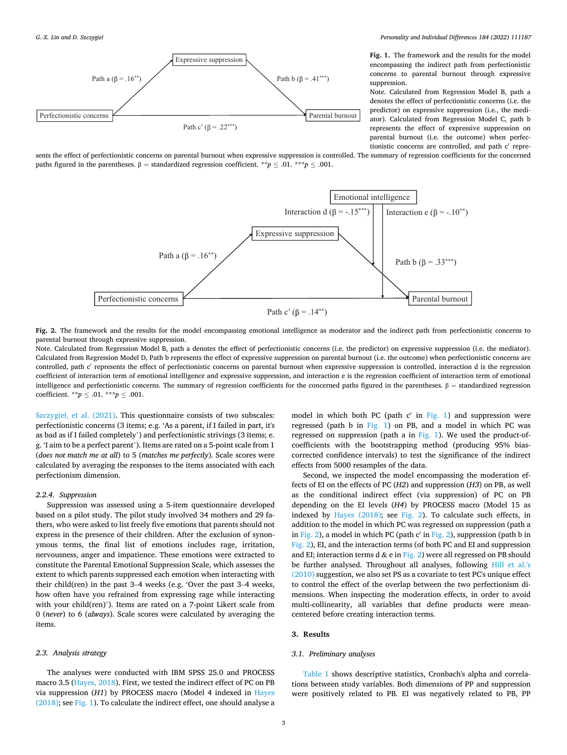Fig. 1. The framework and the results for the model encompassing the indirect path from perfectionistic concerns to parental burnout through expressive suppression.

Note. Calculated from Regression Model B, path a denotes the effect of perfectionistic concerns (i.e. the predictor) on expressive suppression (i.e., the mediator). Calculated from Regression Model C, path b represents the effect of expressive suppression on parental burnout (i.e. the outcome) when perfectionistic concerns are controlled, and path c′ represents the effect of perfectionistic concerns on parental burnout when expressive suppression is controlled. The summary of regression coefficients for the concerned paths figured in the parentheses. β = standardized regression coefficient. $^{**}p \leq .01$. $^{***}p \leq .001$.

Fig. 2. The framework and the results for the model encompassing emotional intelligence as moderator and the indirect path from perfectionistic concerns to parental burnout through expressive suppression.

Note. Calculated from Regression Model B, path a denotes the effect of perfectionistic concerns (i.e. the predictor) on expressive suppression (i.e. the mediator). Calculated from Regression Model D, Path b represents the effect of expressive suppression on parental burnout (i.e. the outcome) when perfectionistic concerns are controlled, path c′ represents the effect of perfectionistic concerns on parental burnout when expressive suppression is controlled, interaction d is the regression coefficient of interaction term of emotional intelligence and expressive suppression, and interaction e is the regression coefficient of interaction term of emotional intelligence and perfectionistic concerns. The summary of regression coefficients for the concerned paths figured in the parentheses. β = standardized regression coefficient. $^{**}p \leq .01$. $^{***}p \leq .001$.

Szczygieł, et al. (2021). This questionnaire consists of two subscales: perfectionistic concerns (3 items; e.g. 'As a parent, if I failed in part, it's as bad as if I failed completely') and perfectionistic strivings (3 items; e.g. 'I aim to be a perfect parent'). Items are rated on a 5-point scale from 1 (*does not match me at all*) to 5 (*matches me perfectly*). Scale scores were calculated by averaging the responses to the items associated with each perfectionism dimension.

### 2.2.4. Suppression

Suppression was assessed using a 5-item questionnaire developed based on a pilot study. The pilot study involved 34 mothers and 29 fathers, who were asked to list freely five emotions that parents should not express in the presence of their children. After the exclusion of synonymous terms, the final list of emotions includes rage, irritation, nervousness, anger and impatience. These emotions were extracted to constitute the Parental Emotional Suppression Scale, which assesses the extent to which parents suppressed each emotion when interacting with their child(ren) in the past 3–4 weeks (e.g. 'Over the past 3–4 weeks, how often have you refrained from expressing rage while interacting with your child(ren)'). Items are rated on a 7-point Likert scale from 0 (*never*) to 6 (*always*). Scale scores were calculated by averaging the items.

## 2.3. Analysis strategy

The analyses were conducted with IBM SPSS 25.0 and PROCESS macro 3.5 (Hayes, 2018). First, we tested the indirect effect of PC on PB via suppression (*H1*) by PROCESS macro (Model 4 indexed in Hayes (2018); see Fig. 1). To calculate the indirect effect, one should analyse a model in which both PC (path c′ in Fig. 1) and suppression were regressed (path b in Fig. 1) on PB, and a model in which PC was regressed on suppression (path a in Fig. 1). We used the product-of-coefficients with the bootstrapping method (producing 95% bias-corrected confidence intervals) to test the significance of the indirect effects from 5000 resamples of the data.

Second, we inspected the model encompassing the moderation effects of EI on the effects of PC (*H2*) and suppression (*H3*) on PB, as well as the conditional indirect effect (via suppression) of PC on PB depending on the EI levels (*H4*) by PROCESS macro (Model 15 as indexed by Hayes (2018); see Fig. 2). To calculate such effects, in addition to the model in which PC was regressed on suppression (path a in Fig. 2), a model in which PC (path c′ in Fig. 2), suppression (path b in Fig. 2), EI, and the interaction terms (of both PC and EI and suppression and EI; interaction terms d & e in Fig. 2) were all regressed on PB should be further analysed. Throughout all analyses, following Hill et al.'s (2010) suggestion, we also set PS as a covariate to test PC's unique effect to control the effect of the overlap between the two perfectionism dimensions. When inspecting the moderation effects, in order to avoid multi-collinearity, all variables that define products were mean-centered before creating interaction terms.

# 3. Results

## 3.1. Preliminary analyses

Table 1 shows descriptive statistics, Cronbach's alpha and correlations between study variables. Both dimensions of PP and suppression were positively related to PB. EI was negatively related to PB, PP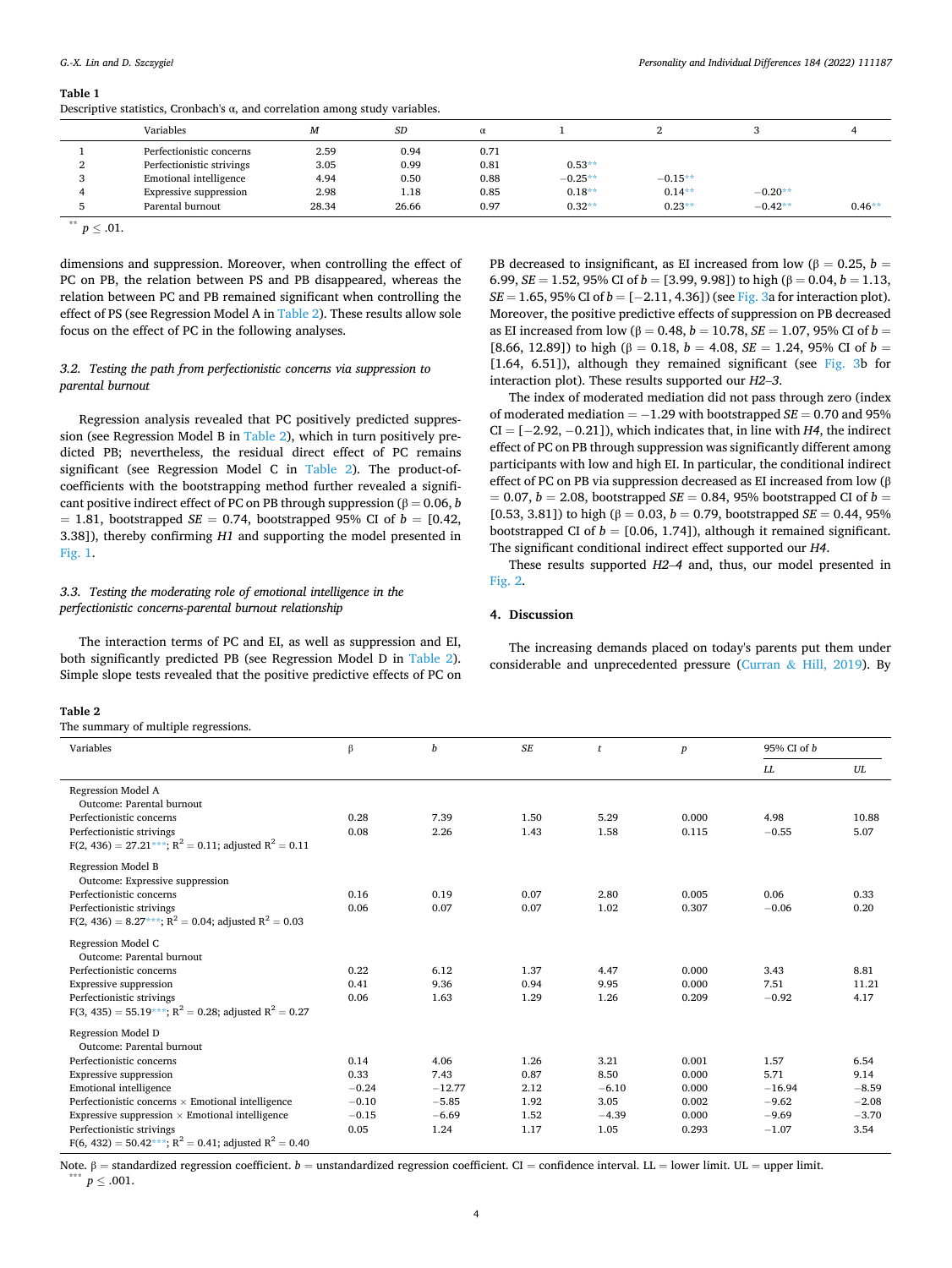**Table 1**
Descriptive statistics, Cronbach's α, and correlation among study variables.

| | Variables | *M* | *SD* | α | 1 | 2 | 3 | 4 |
|---|---|---|---|---|---|---|---|---|
| 1 | Perfectionistic concerns | 2.59 | 0.94 | 0.71 | | | | |
| 2 | Perfectionistic strivings | 3.05 | 0.99 | 0.81 | 0.53** | | | |
| 3 | Emotional intelligence | 4.94 | 0.50 | 0.88 | −0.25** | −0.15** | | |
| 4 | Expressive suppression | 2.98 | 1.18 | 0.85 | 0.18** | 0.14** | −0.20** | |
| 5 | Parental burnout | 28.34 | 26.66 | 0.97 | 0.32** | 0.23** | −0.42** | 0.46** |

** $p \leq .01$.

dimensions and suppression. Moreover, when controlling the effect of PC on PB, the relation between PS and PB disappeared, whereas the relation between PC and PB remained significant when controlling the effect of PS (see Regression Model A in Table 2). These results allow sole focus on the effect of PC in the following analyses.

### 3.2. Testing the path from perfectionistic concerns via suppression to parental burnout

Regression analysis revealed that PC positively predicted suppression (see Regression Model B in Table 2), which in turn positively predicted PB; nevertheless, the residual direct effect of PC remains significant (see Regression Model C in Table 2). The product-of-coefficients with the bootstrapping method further revealed a significant positive indirect effect of PC on PB through suppression (β = 0.06, *b* = 1.81, bootstrapped *SE* = 0.74, bootstrapped 95% CI of *b* = [0.42, 3.38]), thereby confirming *H1* and supporting the model presented in Fig. 1.

### 3.3. Testing the moderating role of emotional intelligence in the perfectionistic concerns-parental burnout relationship

The interaction terms of PC and EI, as well as suppression and EI, both significantly predicted PB (see Regression Model D in Table 2). Simple slope tests revealed that the positive predictive effects of PC on PB decreased to insignificant, as EI increased from low (β = 0.25, *b* = 6.99, *SE* = 1.52, 95% CI of *b* = [3.99, 9.98]) to high (β = 0.04, *b* = 1.13, *SE* = 1.65, 95% CI of *b* = [−2.11, 4.36]) (see Fig. 3a for interaction plot). Moreover, the positive predictive effects of suppression on PB decreased as EI increased from low (β = 0.48, *b* = 10.78, *SE* = 1.07, 95% CI of *b* = [8.66, 12.89]) to high (β = 0.18, *b* = 4.08, *SE* = 1.24, 95% CI of *b* = [1.64, 6.51]), although they remained significant (see Fig. 3b for interaction plot). These results supported our *H2–3*.

The index of moderated mediation did not pass through zero (index of moderated mediation = −1.29 with bootstrapped *SE* = 0.70 and 95% CI = [−2.92, −0.21]), which indicates that, in line with *H4*, the indirect effect of PC on PB through suppression was significantly different among participants with low and high EI. In particular, the conditional indirect effect of PC on PB via suppression decreased as EI increased from low (β = 0.07, *b* = 2.08, bootstrapped *SE* = 0.84, 95% bootstrapped CI of *b* = [0.53, 3.81]) to high (β = 0.03, *b* = 0.79, bootstrapped *SE* = 0.44, 95% bootstrapped CI of *b* = [0.06, 1.74]), although it remained significant. The significant conditional indirect effect supported our *H4*.

These results supported *H2–4* and, thus, our model presented in Fig. 2.

## 4. Discussion

The increasing demands placed on today's parents put them under considerable and unprecedented pressure (Curran & Hill, 2019). By

**Table 2**
The summary of multiple regressions.

| Variables | β | *b* | *SE* | *t* | *p* | 95% CI of *b* | |
|---|---|---|---|---|---|---|---|
| | | | | | | *LL* | *UL* |
| Regression Model A | | | | | | | |
| Outcome: Parental burnout | | | | | | | |
| Perfectionistic concerns | 0.28 | 7.39 | 1.50 | 5.29 | 0.000 | 4.98 | 10.88 |
| Perfectionistic strivings | 0.08 | 2.26 | 1.43 | 1.58 | 0.115 | −0.55 | 5.07 |
| $F(2, 436) = 27.21$***; $R^2 = 0.11$; adjusted $R^2 = 0.11$ | | | | | | | |
| Regression Model B | | | | | | | |
| Outcome: Expressive suppression | | | | | | | |
| Perfectionistic concerns | 0.16 | 0.19 | 0.07 | 2.80 | 0.005 | 0.06 | 0.33 |
| Perfectionistic strivings | 0.06 | 0.07 | 0.07 | 1.02 | 0.307 | −0.06 | 0.20 |
| $F(2, 436) = 8.27$***; $R^2 = 0.04$; adjusted $R^2 = 0.03$ | | | | | | | |
| Regression Model C | | | | | | | |
| Outcome: Parental burnout | | | | | | | |
| Perfectionistic concerns | 0.22 | 6.12 | 1.37 | 4.47 | 0.000 | 3.43 | 8.81 |
| Expressive suppression | 0.41 | 9.36 | 0.94 | 9.95 | 0.000 | 7.51 | 11.21 |
| Perfectionistic strivings | 0.06 | 1.63 | 1.29 | 1.26 | 0.209 | −0.92 | 4.17 |
| $F(3, 435) = 55.19$***; $R^2 = 0.28$; adjusted $R^2 = 0.27$ | | | | | | | |
| Regression Model D | | | | | | | |
| Outcome: Parental burnout | | | | | | | |
| Perfectionistic concerns | 0.14 | 4.06 | 1.26 | 3.21 | 0.001 | 1.57 | 6.54 |
| Expressive suppression | 0.33 | 7.43 | 0.87 | 8.50 | 0.000 | 5.71 | 9.14 |
| Emotional intelligence | −0.24 | −12.77 | 2.12 | −6.10 | 0.000 | −16.94 | −8.59 |
| Perfectionistic concerns × Emotional intelligence | −0.10 | −5.85 | 1.92 | 3.05 | 0.002 | −9.62 | −2.08 |
| Expressive suppression × Emotional intelligence | −0.15 | −6.69 | 1.52 | −4.39 | 0.000 | −9.69 | −3.70 |
| Perfectionistic strivings | 0.05 | 1.24 | 1.17 | 1.05 | 0.293 | −1.07 | 3.54 |
| $F(6, 432) = 50.42$***; $R^2 = 0.41$; adjusted $R^2 = 0.40$ | | | | | | | |

Note. β = standardized regression coefficient. *b* = unstandardized regression coefficient. CI = confidence interval. LL = lower limit. UL = upper limit.
*** $p \leq .001$.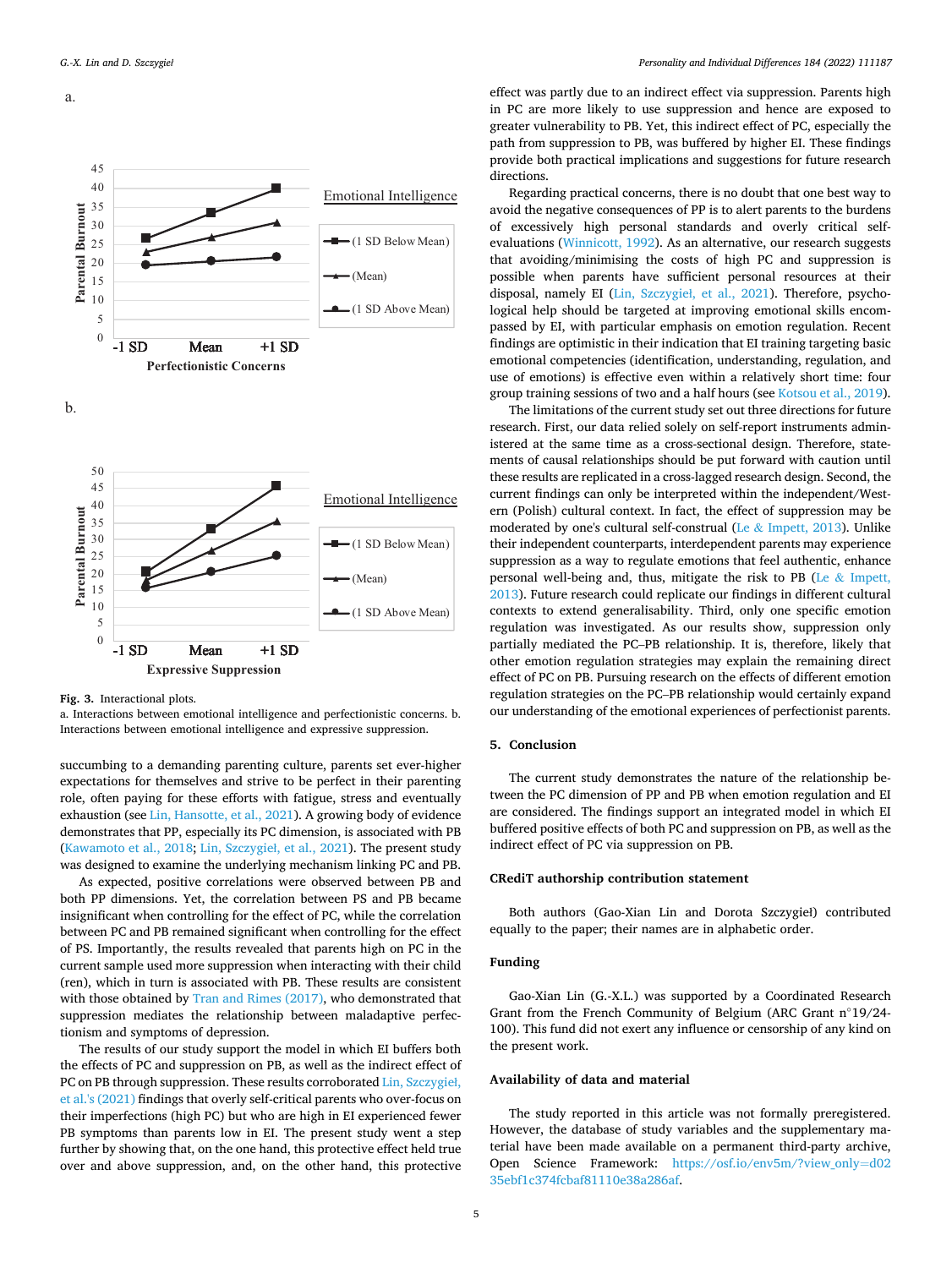Fig. 3. Interactional plots.

a. Interactions between emotional intelligence and perfectionistic concerns. b. Interactions between emotional intelligence and expressive suppression.

succumbing to a demanding parenting culture, parents set ever-higher expectations for themselves and strive to be perfect in their parenting role, often paying for these efforts with fatigue, stress and eventually exhaustion (see Lin, Hansotte, et al., 2021). A growing body of evidence demonstrates that PP, especially its PC dimension, is associated with PB (Kawamoto et al., 2018; Lin, Szczygieł, et al., 2021). The present study was designed to examine the underlying mechanism linking PC and PB.

As expected, positive correlations were observed between PB and both PP dimensions. Yet, the correlation between PS and PB became insignificant when controlling for the effect of PC, while the correlation between PC and PB remained significant when controlling for the effect of PS. Importantly, the results revealed that parents high on PC in the current sample used more suppression when interacting with their child (ren), which in turn is associated with PB. These results are consistent with those obtained by Tran and Rimes (2017), who demonstrated that suppression mediates the relationship between maladaptive perfectionism and symptoms of depression.

The results of our study support the model in which EI buffers both the effects of PC and suppression on PB, as well as the indirect effect of PC on PB through suppression. These results corroborated Lin, Szczygieł, et al.'s (2021) findings that overly self-critical parents who over-focus on their imperfections (high PC) but who are high in EI experienced fewer PB symptoms than parents low in EI. The present study went a step further by showing that, on the one hand, this protective effect held true over and above suppression, and, on the other hand, this protective effect was partly due to an indirect effect via suppression. Parents high in PC are more likely to use suppression and hence are exposed to greater vulnerability to PB. Yet, this indirect effect of PC, especially the path from suppression to PB, was buffered by higher EI. These findings provide both practical implications and suggestions for future research directions.

Regarding practical concerns, there is no doubt that one best way to avoid the negative consequences of PP is to alert parents to the burdens of excessively high personal standards and overly critical self-evaluations (Winnicott, 1992). As an alternative, our research suggests that avoiding/minimising the costs of high PC and suppression is possible when parents have sufficient personal resources at their disposal, namely EI (Lin, Szczygieł, et al., 2021). Therefore, psychological help should be targeted at improving emotional skills encompassed by EI, with particular emphasis on emotion regulation. Recent findings are optimistic in their indication that EI training targeting basic emotional competencies (identification, understanding, regulation, and use of emotions) is effective even within a relatively short time: four group training sessions of two and a half hours (see Kotsou et al., 2019).

The limitations of the current study set out three directions for future research. First, our data relied solely on self-report instruments administered at the same time as a cross-sectional design. Therefore, statements of causal relationships should be put forward with caution until these results are replicated in a cross-lagged research design. Second, the current findings can only be interpreted within the independent/Western (Polish) cultural context. In fact, the effect of suppression may be moderated by one's cultural self-construal (Le & Impett, 2013). Unlike their independent counterparts, interdependent parents may experience suppression as a way to regulate emotions that feel authentic, enhance personal well-being and, thus, mitigate the risk to PB (Le & Impett, 2013). Future research could replicate our findings in different cultural contexts to extend generalisability. Third, only one specific emotion regulation was investigated. As our results show, suppression only partially mediated the PC–PB relationship. It is, therefore, likely that other emotion regulation strategies may explain the remaining direct effect of PC on PB. Pursuing research on the effects of different emotion regulation strategies on the PC–PB relationship would certainly expand our understanding of the emotional experiences of perfectionist parents.

## 5. Conclusion

The current study demonstrates the nature of the relationship between the PC dimension of PP and PB when emotion regulation and EI are considered. The findings support an integrated model in which EI buffered positive effects of both PC and suppression on PB, as well as the indirect effect of PC via suppression on PB.

## CRediT authorship contribution statement

Both authors (Gao-Xian Lin and Dorota Szczygieł) contributed equally to the paper; their names are in alphabetic order.

## Funding

Gao-Xian Lin (G.-X.L.) was supported by a Coordinated Research Grant from the French Community of Belgium (ARC Grant n°19/24-100). This fund did not exert any influence or censorship of any kind on the present work.

## Availability of data and material

The study reported in this article was not formally preregistered. However, the database of study variables and the supplementary material have been made available on a permanent third-party archive, Open Science Framework: https://osf.io/env5m/?view_only=d0235ebf1c374fcbaf81110e38a286af.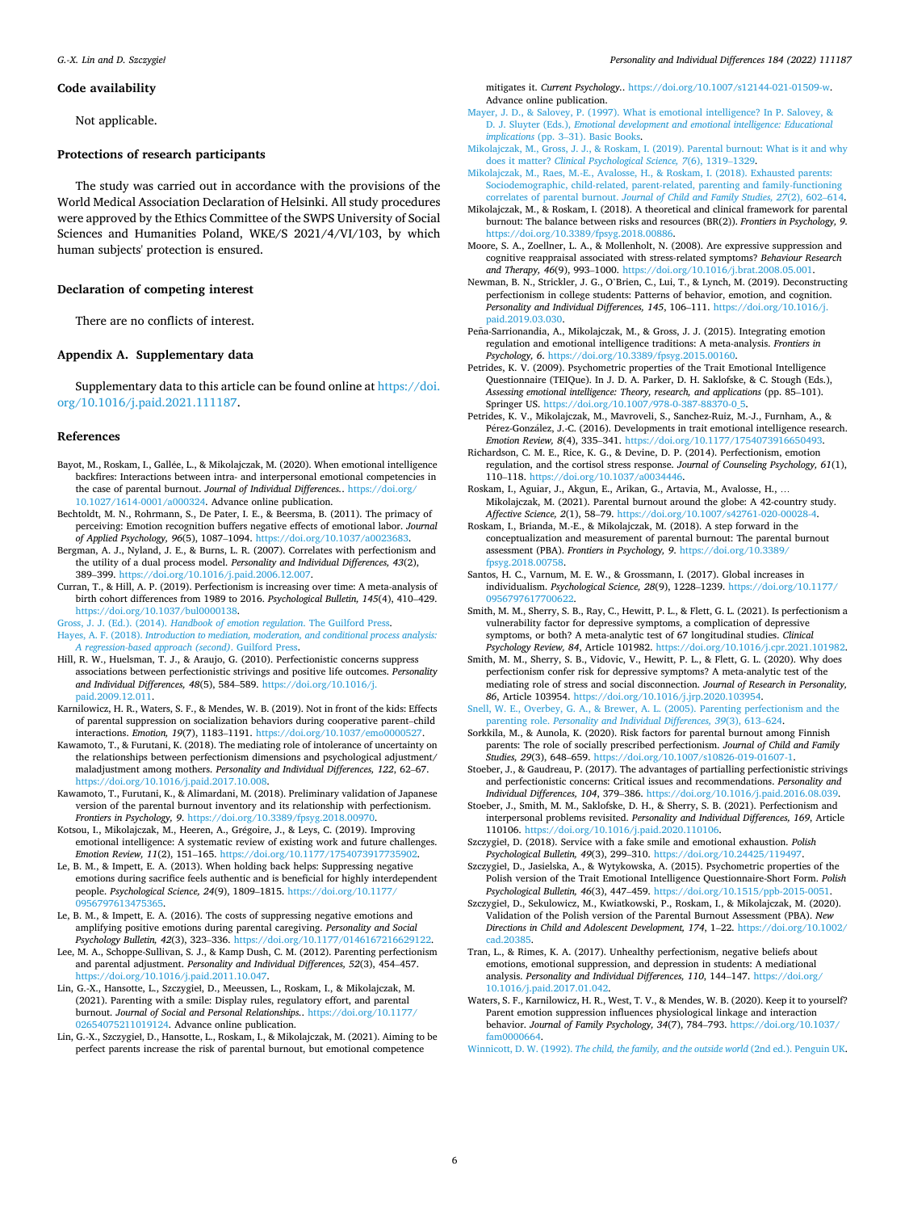## Code availability

Not applicable.

## Protections of research participants

The study was carried out in accordance with the provisions of the World Medical Association Declaration of Helsinki. All study procedures were approved by the Ethics Committee of the SWPS University of Social Sciences and Humanities Poland, WKE/S 2021/4/VI/103, by which human subjects' protection is ensured.

## Declaration of competing interest

There are no conflicts of interest.

## Appendix A. Supplementary data

Supplementary data to this article can be found online at https://doi.org/10.1016/j.paid.2021.111187.

## References

Bayot, M., Roskam, I., Gallée, L., & Mikolajczak, M. (2020). When emotional intelligence backfires: Interactions between intra- and interpersonal emotional competencies in the case of parental burnout. *Journal of Individual Differences.*. https://doi.org/10.1027/1614-0001/a000324. Advance online publication.

Bechtoldt, M. N., Rohrmann, S., De Pater, I. E., & Beersma, B. (2011). The primacy of perceiving: Emotion recognition buffers negative effects of emotional labor. *Journal of Applied Psychology, 96*(5), 1087–1094. https://doi.org/10.1037/a0023683.

Bergman, A. J., Nyland, J. E., & Burns, L. R. (2007). Correlates with perfectionism and the utility of a dual process model. *Personality and Individual Differences, 43*(2), 389–399. https://doi.org/10.1016/j.paid.2006.12.007.

Curran, T., & Hill, A. P. (2019). Perfectionism is increasing over time: A meta-analysis of birth cohort differences from 1989 to 2016. *Psychological Bulletin, 145*(4), 410–429. https://doi.org/10.1037/bul0000138.

Gross, J. J. (Ed.). (2014). *Handbook of emotion regulation*. The Guilford Press.

Hayes, A. F. (2018). *Introduction to mediation, moderation, and conditional process analysis: A regression-based approach (second)*. Guilford Press.

Hill, R. W., Huelsman, T. J., & Araujo, G. (2010). Perfectionistic concerns suppress associations between perfectionistic strivings and positive life outcomes. *Personality and Individual Differences, 48*(5), 584–589. https://doi.org/10.1016/j.paid.2009.12.011.

Karnilowicz, H. R., Waters, S. F., & Mendes, W. B. (2019). Not in front of the kids: Effects of parental suppression on socialization behaviors during cooperative parent–child interactions. *Emotion, 19*(7), 1183–1191. https://doi.org/10.1037/emo0000527.

Kawamoto, T., & Furutani, K. (2018). The mediating role of intolerance of uncertainty on the relationships between perfectionism dimensions and psychological adjustment/maladjustment among mothers. *Personality and Individual Differences, 122*, 62–67. https://doi.org/10.1016/j.paid.2017.10.008.

Kawamoto, T., Furutani, K., & Alimardani, M. (2018). Preliminary validation of Japanese version of the parental burnout inventory and its relationship with perfectionism. *Frontiers in Psychology, 9*. https://doi.org/10.3389/fpsyg.2018.00970.

Kotsou, I., Mikolajczak, M., Heeren, A., Grégoire, J., & Leys, C. (2019). Improving emotional intelligence: A systematic review of existing work and future challenges. *Emotion Review, 11*(2), 151–165. https://doi.org/10.1177/1754073917735902.

Le, B. M., & Impett, E. A. (2013). When holding back helps: Suppressing negative emotions during sacrifice feels authentic and is beneficial for highly interdependent people. *Psychological Science, 24*(9), 1809–1815. https://doi.org/10.1177/0956797613475365.

Le, B. M., & Impett, E. A. (2016). The costs of suppressing negative emotions and amplifying positive emotions during parental caregiving. *Personality and Social Psychology Bulletin, 42*(3), 323–336. https://doi.org/10.1177/0146167216629122.

Lee, M. A., Schoppe-Sullivan, S. J., & Kamp Dush, C. M. (2012). Parenting perfectionism and parental adjustment. *Personality and Individual Differences, 52*(3), 454–457. https://doi.org/10.1016/j.paid.2011.10.047.

Lin, G.-X., Hansotte, L., Szczygieł, D., Meeussen, L., Roskam, I., & Mikolajczak, M. (2021). Parenting with a smile: Display rules, regulatory effort, and parental burnout. *Journal of Social and Personal Relationships.*. https://doi.org/10.1177/02654075211019124. Advance online publication.

Lin, G.-X., Szczygieł, D., Hansotte, L., Roskam, I., & Mikolajczak, M. (2021). Aiming to be perfect parents increase the risk of parental burnout, but emotional competence mitigates it. *Current Psychology.*. https://doi.org/10.1007/s12144-021-01509-w. Advance online publication.

Mayer, J. D., & Salovey, P. (1997). What is emotional intelligence? In P. Salovey, & D. J. Sluyter (Eds.), *Emotional development and emotional intelligence: Educational implications* (pp. 3–31). Basic Books.

Mikolajczak, M., Gross, J. J., & Roskam, I. (2019). Parental burnout: What is it and why does it matter? *Clinical Psychological Science, 7*(6), 1319–1329.

Mikolajczak, M., Raes, M.-E., Avalosse, H., & Roskam, I. (2018). Exhausted parents: Sociodemographic, child-related, parent-related, parenting and family-functioning correlates of parental burnout. *Journal of Child and Family Studies, 27*(2), 602–614.

Mikolajczak, M., & Roskam, I. (2018). A theoretical and clinical framework for parental burnout: The balance between risks and resources (BR(2)). *Frontiers in Psychology, 9*. https://doi.org/10.3389/fpsyg.2018.00886.

Moore, S. A., Zoellner, L. A., & Mollenholt, N. (2008). Are expressive suppression and cognitive reappraisal associated with stress-related symptoms? *Behaviour Research and Therapy, 46*(9), 993–1000. https://doi.org/10.1016/j.brat.2008.05.001.

Newman, B. N., Strickler, J. G., O'Brien, C., Lui, T., & Lynch, M. (2019). Deconstructing perfectionism in college students: Patterns of behavior, emotion, and cognition. *Personality and Individual Differences, 145*, 106–111. https://doi.org/10.1016/j.paid.2019.03.030.

Peña-Sarrionandia, A., Mikolajczak, M., & Gross, J. J. (2015). Integrating emotion regulation and emotional intelligence traditions: A meta-analysis. *Frontiers in Psychology, 6*. https://doi.org/10.3389/fpsyg.2015.00160.

Petrides, K. V. (2009). Psychometric properties of the Trait Emotional Intelligence Questionnaire (TEIQue). In J. D. A. Parker, D. H. Saklofske, & C. Stough (Eds.), *Assessing emotional intelligence: Theory, research, and applications* (pp. 85–101). Springer US. https://doi.org/10.1007/978-0-387-88370-0_5.

Petrides, K. V., Mikolajczak, M., Mavroveli, S., Sanchez-Ruiz, M.-J., Furnham, A., & Pérez-González, J.-C. (2016). Developments in trait emotional intelligence research. *Emotion Review, 8*(4), 335–341. https://doi.org/10.1177/1754073916650493.

Richardson, C. M. E., Rice, K. G., & Devine, D. P. (2014). Perfectionism, emotion regulation, and the cortisol stress response. *Journal of Counseling Psychology, 61*(1), 110–118. https://doi.org/10.1037/a0034446.

Roskam, I., Aguiar, J., Akgun, E., Arikan, G., Artavia, M., Avalosse, H., … Mikolajczak, M. (2021). Parental burnout around the globe: A 42-country study. *Affective Science, 2*(1), 58–79. https://doi.org/10.1007/s42761-020-00028-4.

Roskam, I., Brianda, M.-E., & Mikolajczak, M. (2018). A step forward in the conceptualization and measurement of parental burnout: The parental burnout assessment (PBA). *Frontiers in Psychology, 9*. https://doi.org/10.3389/fpsyg.2018.00758.

Santos, H. C., Varnum, M. E. W., & Grossmann, I. (2017). Global increases in individualism. *Psychological Science, 28*(9), 1228–1239. https://doi.org/10.1177/0956797617700622.

Smith, M. M., Sherry, S. B., Ray, C., Hewitt, P. L., & Flett, G. L. (2021). Is perfectionism a vulnerability factor for depressive symptoms, a complication of depressive symptoms, or both? A meta-analytic test of 67 longitudinal studies. *Clinical Psychology Review, 84*, Article 101982. https://doi.org/10.1016/j.cpr.2021.101982.

Smith, M. M., Sherry, S. B., Vidovic, V., Hewitt, P. L., & Flett, G. L. (2020). Why does perfectionism confer risk for depressive symptoms? A meta-analytic test of the mediating role of stress and social disconnection. *Journal of Research in Personality, 86*, Article 103954. https://doi.org/10.1016/j.jrp.2020.103954.

Snell, W. E., Overbey, G. A., & Brewer, A. L. (2005). Parenting perfectionism and the parenting role. *Personality and Individual Differences, 39*(3), 613–624.

Sorkkila, M., & Aunola, K. (2020). Risk factors for parental burnout among Finnish parents: The role of socially prescribed perfectionism. *Journal of Child and Family Studies, 29*(3), 648–659. https://doi.org/10.1007/s10826-019-01607-1.

Stoeber, J., & Gaudreau, P. (2017). The advantages of partialling perfectionistic strivings and perfectionistic concerns: Critical issues and recommendations. *Personality and Individual Differences, 104*, 379–386. https://doi.org/10.1016/j.paid.2016.08.039.

Stoeber, J., Smith, M. M., Saklofske, D. H., & Sherry, S. B. (2021). Perfectionism and interpersonal problems revisited. *Personality and Individual Differences, 169*, Article 110106. https://doi.org/10.1016/j.paid.2020.110106.

Szczygieł, D. (2018). Service with a fake smile and emotional exhaustion. *Polish Psychological Bulletin, 49*(3), 299–310. https://doi.org/10.24425/119497.

Szczygieł, D., Jasielska, A., & Wytykowska, A. (2015). Psychometric properties of the Polish version of the Trait Emotional Intelligence Questionnaire-Short Form. *Polish Psychological Bulletin, 46*(3), 447–459. https://doi.org/10.1515/ppb-2015-0051.

Szczygieł, D., Sekulowicz, M., Kwiatkowski, P., Roskam, I., & Mikolajczak, M. (2020). Validation of the Polish version of the Parental Burnout Assessment (PBA). *New Directions in Child and Adolescent Development, 174*, 1–22. https://doi.org/10.1002/cad.20385.

Tran, L., & Rimes, K. A. (2017). Unhealthy perfectionism, negative beliefs about emotions, emotional suppression, and depression in students: A mediational analysis. *Personality and Individual Differences, 110*, 144–147. https://doi.org/10.1016/j.paid.2017.01.042.

Waters, S. F., Karnilowicz, H. R., West, T. V., & Mendes, W. B. (2020). Keep it to yourself? Parent emotion suppression influences physiological linkage and interaction behavior. *Journal of Family Psychology, 34*(7), 784–793. https://doi.org/10.1037/fam0000664.

Winnicott, D. W. (1992). *The child, the family, and the outside world* (2nd ed.). Penguin UK.